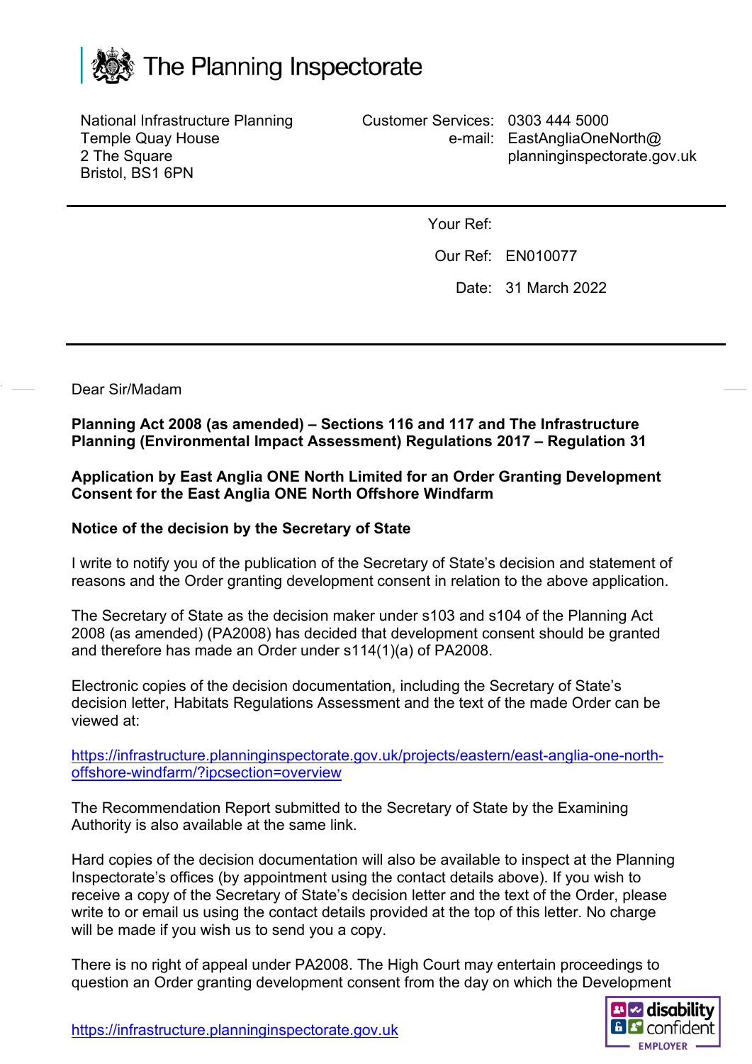# The Planning Inspectorate

National Infrastructure Planning
Temple Quay House
2 The Square
Bristol, BS1 6PN

Customer Services: 0303 444 5000
e-mail: EastAngliaOneNorth@planninginspectorate.gov.uk

Your Ref:

Our Ref: EN010077

Date: 31 March 2022

Dear Sir/Madam

**Planning Act 2008 (as amended) – Sections 116 and 117 and The Infrastructure Planning (Environmental Impact Assessment) Regulations 2017 – Regulation 31**

**Application by East Anglia ONE North Limited for an Order Granting Development Consent for the East Anglia ONE North Offshore Windfarm**

**Notice of the decision by the Secretary of State**

I write to notify you of the publication of the Secretary of State's decision and statement of reasons and the Order granting development consent in relation to the above application.

The Secretary of State as the decision maker under s103 and s104 of the Planning Act 2008 (as amended) (PA2008) has decided that development consent should be granted and therefore has made an Order under s114(1)(a) of PA2008.

Electronic copies of the decision documentation, including the Secretary of State's decision letter, Habitats Regulations Assessment and the text of the made Order can be viewed at:

https://infrastructure.planninginspectorate.gov.uk/projects/eastern/east-anglia-one-north-offshore-windfarm/?ipcsection=overview

The Recommendation Report submitted to the Secretary of State by the Examining Authority is also available at the same link.

Hard copies of the decision documentation will also be available to inspect at the Planning Inspectorate's offices (by appointment using the contact details above). If you wish to receive a copy of the Secretary of State's decision letter and the text of the Order, please write to or email us using the contact details provided at the top of this letter. No charge will be made if you wish us to send you a copy.

There is no right of appeal under PA2008. The High Court may entertain proceedings to question an Order granting development consent from the day on which the Development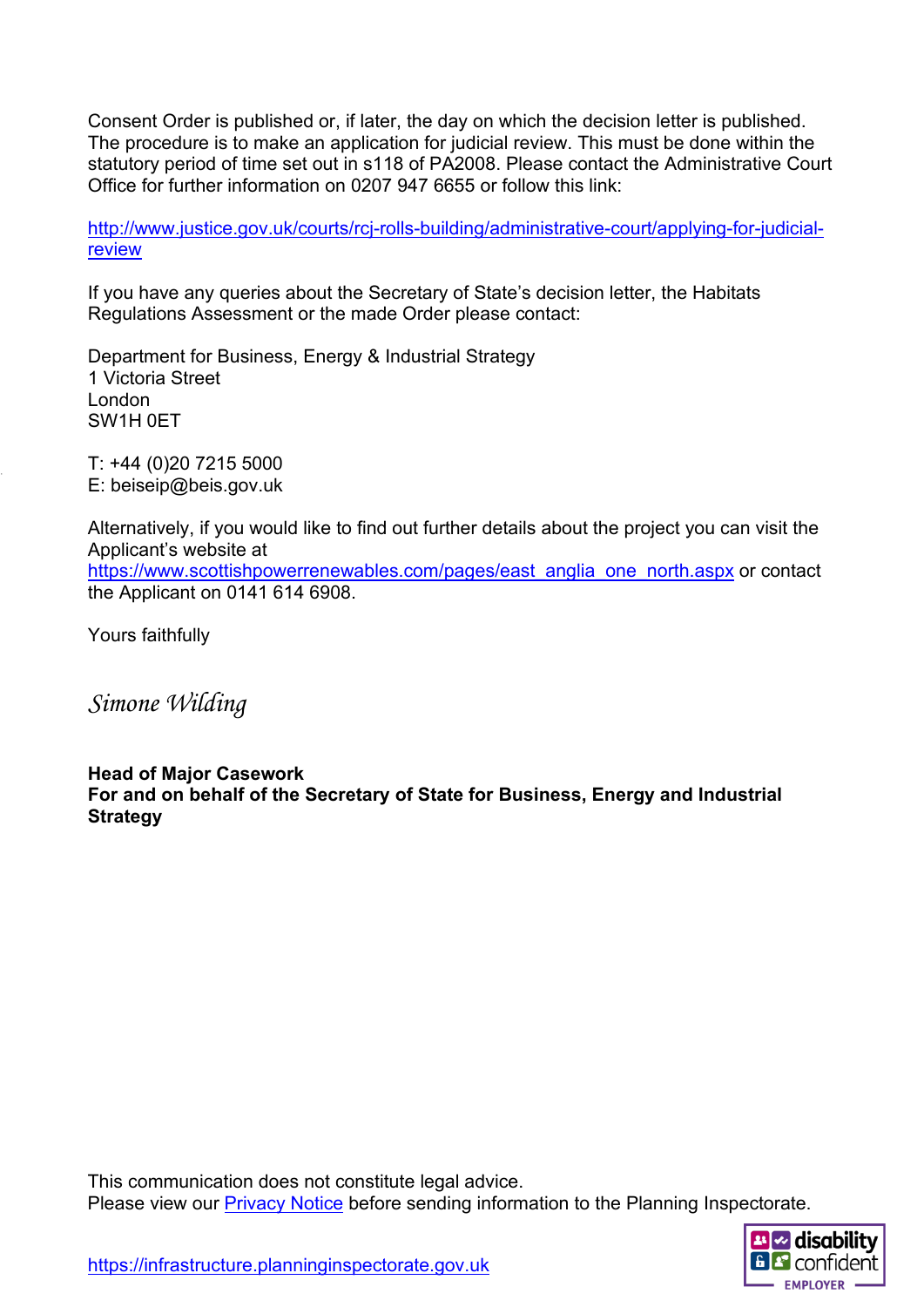Consent Order is published or, if later, the day on which the decision letter is published. The procedure is to make an application for judicial review. This must be done within the statutory period of time set out in s118 of PA2008. Please contact the Administrative Court Office for further information on 0207 947 6655 or follow this link:

http://www.justice.gov.uk/courts/rcj-rolls-building/administrative-court/applying-for-judicial-review

If you have any queries about the Secretary of State's decision letter, the Habitats Regulations Assessment or the made Order please contact:

Department for Business, Energy & Industrial Strategy
1 Victoria Street
London
SW1H 0ET

T: +44 (0)20 7215 5000
E: beiseip@beis.gov.uk

Alternatively, if you would like to find out further details about the project you can visit the Applicant's website at https://www.scottishpowerrenewables.com/pages/east_anglia_one_north.aspx or contact the Applicant on 0141 614 6908.

Yours faithfully

*Simone Wilding*

**Head of Major Casework**
**For and on behalf of the Secretary of State for Business, Energy and Industrial Strategy**

This communication does not constitute legal advice.
Please view our Privacy Notice before sending information to the Planning Inspectorate.

https://infrastructure.planninginspectorate.gov.uk